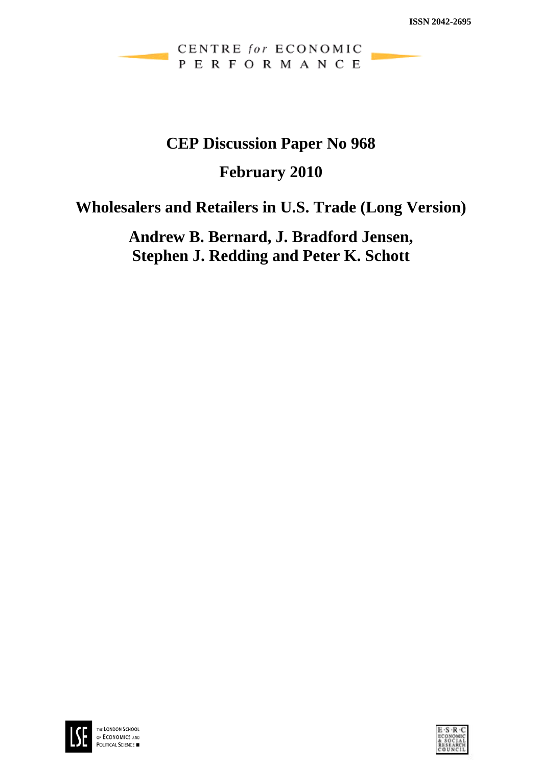ISSN 2042-2695

CENTRE *for* ECONOMIC PERFORMANCE

# CEP Discussion Paper No 968

## February 2010

# Wholesalers and Retailers in U.S. Trade (Long Version)

## Andrew B. Bernard, J. Bradford Jensen, Stephen J. Redding and Peter K. Schott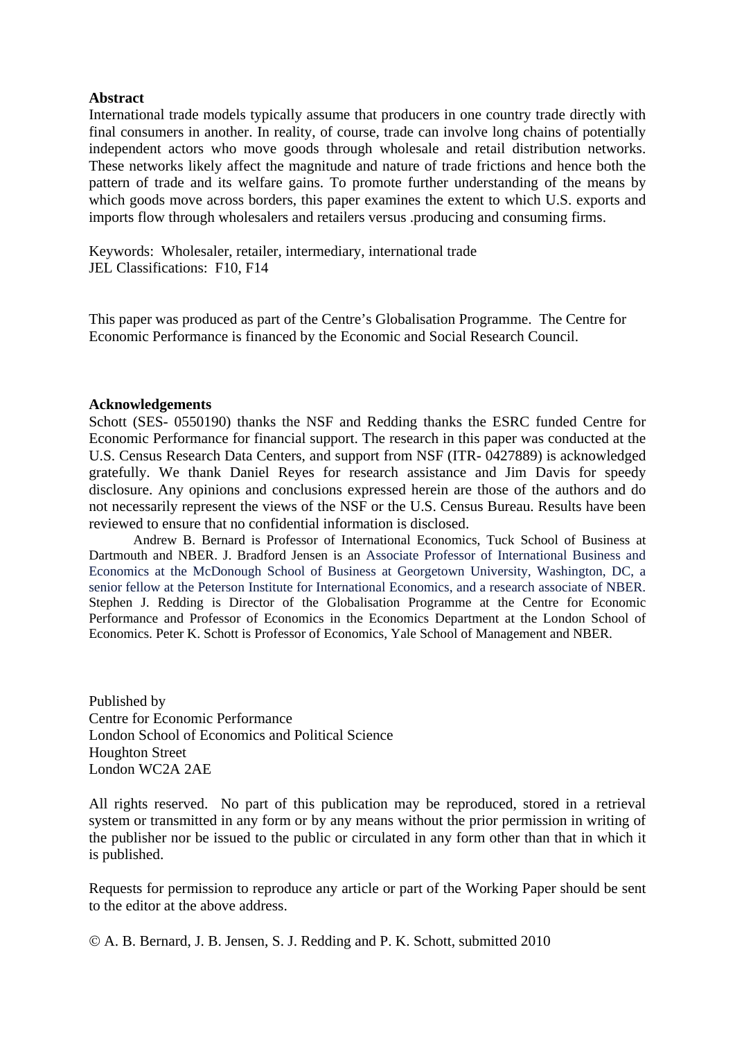**Abstract**

International trade models typically assume that producers in one country trade directly with final consumers in another. In reality, of course, trade can involve long chains of potentially independent actors who move goods through wholesale and retail distribution networks. These networks likely affect the magnitude and nature of trade frictions and hence both the pattern of trade and its welfare gains. To promote further understanding of the means by which goods move across borders, this paper examines the extent to which U.S. exports and imports flow through wholesalers and retailers versus .producing and consuming firms.

Keywords: Wholesaler, retailer, intermediary, international trade
JEL Classifications: F10, F14

This paper was produced as part of the Centre's Globalisation Programme. The Centre for Economic Performance is financed by the Economic and Social Research Council.

**Acknowledgements**

Schott (SES- 0550190) thanks the NSF and Redding thanks the ESRC funded Centre for Economic Performance for financial support. The research in this paper was conducted at the U.S. Census Research Data Centers, and support from NSF (ITR- 0427889) is acknowledged gratefully. We thank Daniel Reyes for research assistance and Jim Davis for speedy disclosure. Any opinions and conclusions expressed herein are those of the authors and do not necessarily represent the views of the NSF or the U.S. Census Bureau. Results have been reviewed to ensure that no confidential information is disclosed.

Andrew B. Bernard is Professor of International Economics, Tuck School of Business at Dartmouth and NBER. J. Bradford Jensen is an Associate Professor of International Business and Economics at the McDonough School of Business at Georgetown University, Washington, DC, a senior fellow at the Peterson Institute for International Economics, and a research associate of NBER. Stephen J. Redding is Director of the Globalisation Programme at the Centre for Economic Performance and Professor of Economics in the Economics Department at the London School of Economics. Peter K. Schott is Professor of Economics, Yale School of Management and NBER.

Published by
Centre for Economic Performance
London School of Economics and Political Science
Houghton Street
London WC2A 2AE

All rights reserved. No part of this publication may be reproduced, stored in a retrieval system or transmitted in any form or by any means without the prior permission in writing of the publisher nor be issued to the public or circulated in any form other than that in which it is published.

Requests for permission to reproduce any article or part of the Working Paper should be sent to the editor at the above address.

© A. B. Bernard, J. B. Jensen, S. J. Redding and P. K. Schott, submitted 2010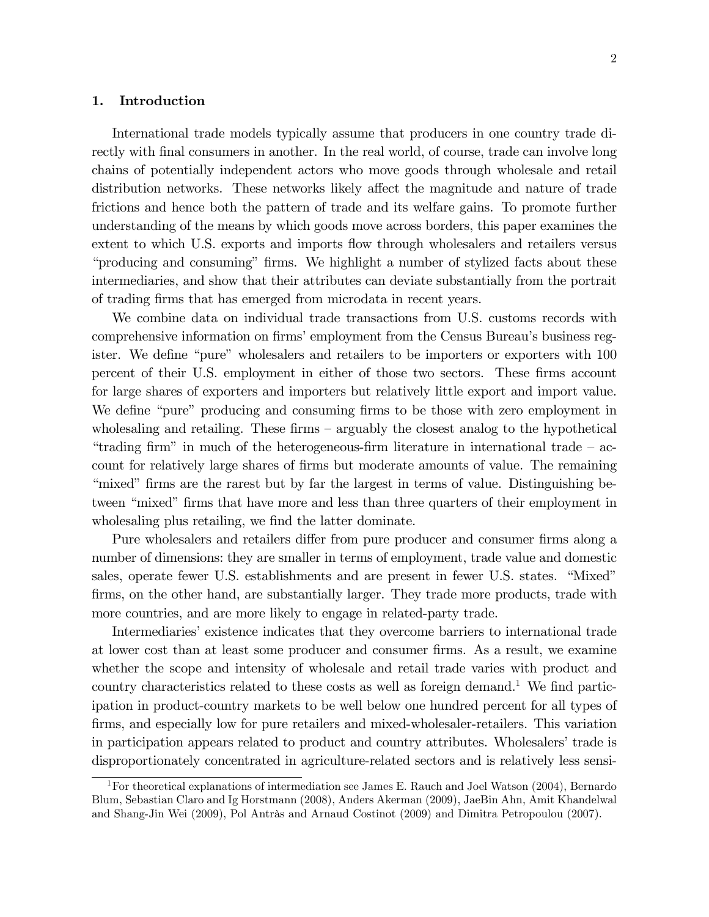## 1. Introduction

International trade models typically assume that producers in one country trade directly with final consumers in another. In the real world, of course, trade can involve long chains of potentially independent actors who move goods through wholesale and retail distribution networks. These networks likely affect the magnitude and nature of trade frictions and hence both the pattern of trade and its welfare gains. To promote further understanding of the means by which goods move across borders, this paper examines the extent to which U.S. exports and imports flow through wholesalers and retailers versus "producing and consuming" firms. We highlight a number of stylized facts about these intermediaries, and show that their attributes can deviate substantially from the portrait of trading firms that has emerged from microdata in recent years.

We combine data on individual trade transactions from U.S. customs records with comprehensive information on firms' employment from the Census Bureau's business register. We define "pure" wholesalers and retailers to be importers or exporters with 100 percent of their U.S. employment in either of those two sectors. These firms account for large shares of exporters and importers but relatively little export and import value. We define "pure" producing and consuming firms to be those with zero employment in wholesaling and retailing. These firms – arguably the closest analog to the hypothetical "trading firm" in much of the heterogeneous-firm literature in international trade – account for relatively large shares of firms but moderate amounts of value. The remaining "mixed" firms are the rarest but by far the largest in terms of value. Distinguishing between "mixed" firms that have more and less than three quarters of their employment in wholesaling plus retailing, we find the latter dominate.

Pure wholesalers and retailers differ from pure producer and consumer firms along a number of dimensions: they are smaller in terms of employment, trade value and domestic sales, operate fewer U.S. establishments and are present in fewer U.S. states. "Mixed" firms, on the other hand, are substantially larger. They trade more products, trade with more countries, and are more likely to engage in related-party trade.

Intermediaries' existence indicates that they overcome barriers to international trade at lower cost than at least some producer and consumer firms. As a result, we examine whether the scope and intensity of wholesale and retail trade varies with product and country characteristics related to these costs as well as foreign demand.[1] We find participation in product-country markets to be well below one hundred percent for all types of firms, and especially low for pure retailers and mixed-wholesaler-retailers. This variation in participation appears related to product and country attributes. Wholesalers' trade is disproportionately concentrated in agriculture-related sectors and is relatively less sensi-

[1] For theoretical explanations of intermediation see James E. Rauch and Joel Watson (2004), Bernardo Blum, Sebastian Claro and Ig Horstmann (2008), Anders Akerman (2009), JaeBin Ahn, Amit Khandelwal and Shang-Jin Wei (2009), Pol Antràs and Arnaud Costinot (2009) and Dimitra Petropoulou (2007).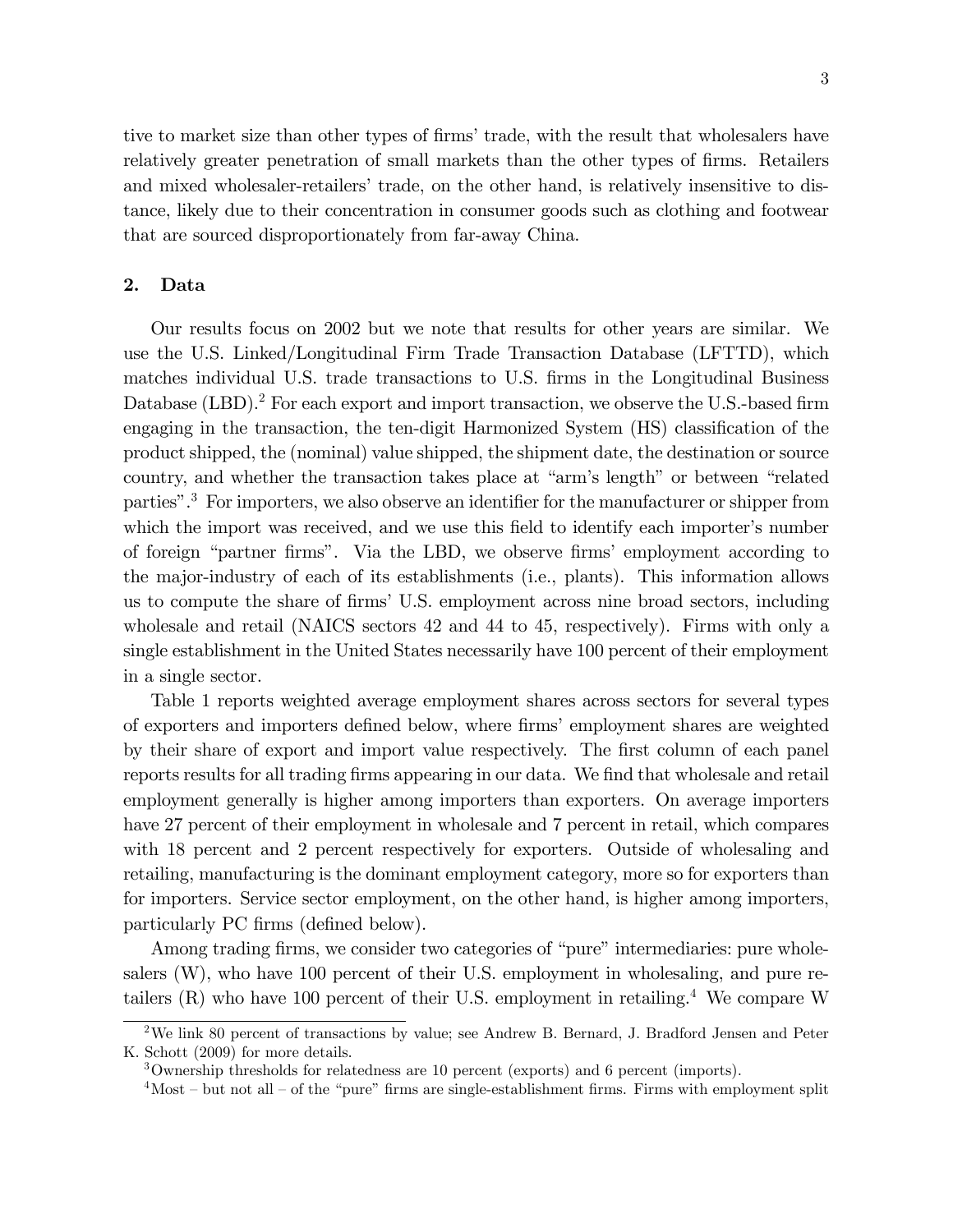tive to market size than other types of firms' trade, with the result that wholesalers have relatively greater penetration of small markets than the other types of firms. Retailers and mixed wholesaler-retailers' trade, on the other hand, is relatively insensitive to distance, likely due to their concentration in consumer goods such as clothing and footwear that are sourced disproportionately from far-away China.

## 2. Data

Our results focus on 2002 but we note that results for other years are similar. We use the U.S. Linked/Longitudinal Firm Trade Transaction Database (LFTTD), which matches individual U.S. trade transactions to U.S. firms in the Longitudinal Business Database (LBD).[2] For each export and import transaction, we observe the U.S.-based firm engaging in the transaction, the ten-digit Harmonized System (HS) classification of the product shipped, the (nominal) value shipped, the shipment date, the destination or source country, and whether the transaction takes place at "arm's length" or between "related parties".[3] For importers, we also observe an identifier for the manufacturer or shipper from which the import was received, and we use this field to identify each importer's number of foreign "partner firms". Via the LBD, we observe firms' employment according to the major-industry of each of its establishments (i.e., plants). This information allows us to compute the share of firms' U.S. employment across nine broad sectors, including wholesale and retail (NAICS sectors 42 and 44 to 45, respectively). Firms with only a single establishment in the United States necessarily have 100 percent of their employment in a single sector.

Table 1 reports weighted average employment shares across sectors for several types of exporters and importers defined below, where firms' employment shares are weighted by their share of export and import value respectively. The first column of each panel reports results for all trading firms appearing in our data. We find that wholesale and retail employment generally is higher among importers than exporters. On average importers have 27 percent of their employment in wholesale and 7 percent in retail, which compares with 18 percent and 2 percent respectively for exporters. Outside of wholesaling and retailing, manufacturing is the dominant employment category, more so for exporters than for importers. Service sector employment, on the other hand, is higher among importers, particularly PC firms (defined below).

Among trading firms, we consider two categories of "pure" intermediaries: pure wholesalers (W), who have 100 percent of their U.S. employment in wholesaling, and pure retailers (R) who have 100 percent of their U.S. employment in retailing.[4] We compare W

[2] We link 80 percent of transactions by value; see Andrew B. Bernard, J. Bradford Jensen and Peter K. Schott (2009) for more details.

[3] Ownership thresholds for relatedness are 10 percent (exports) and 6 percent (imports).

[4] Most – but not all – of the "pure" firms are single-establishment firms. Firms with employment split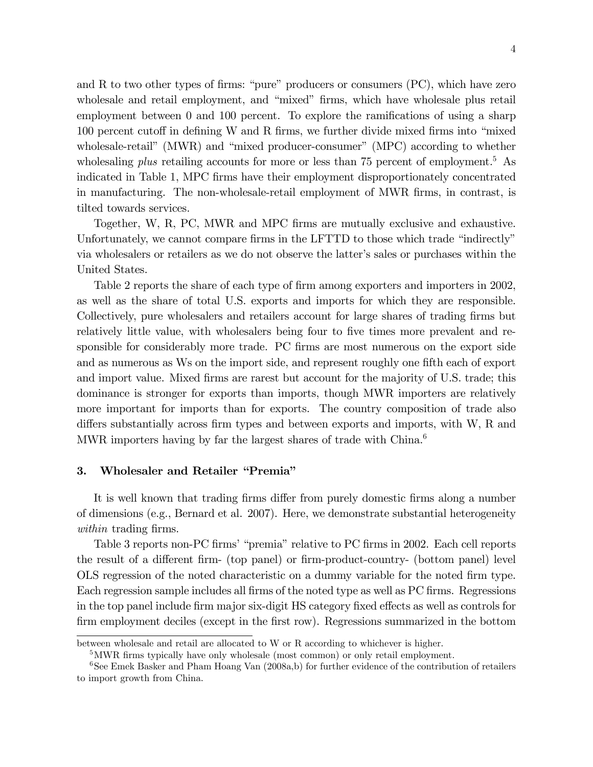and R to two other types of firms: "pure" producers or consumers (PC), which have zero wholesale and retail employment, and "mixed" firms, which have wholesale plus retail employment between 0 and 100 percent. To explore the ramifications of using a sharp 100 percent cutoff in defining W and R firms, we further divide mixed firms into "mixed wholesale-retail" (MWR) and "mixed producer-consumer" (MPC) according to whether wholesaling *plus* retailing accounts for more or less than 75 percent of employment.[5] As indicated in Table 1, MPC firms have their employment disproportionately concentrated in manufacturing. The non-wholesale-retail employment of MWR firms, in contrast, is tilted towards services.

Together, W, R, PC, MWR and MPC firms are mutually exclusive and exhaustive. Unfortunately, we cannot compare firms in the LFTTD to those which trade "indirectly" via wholesalers or retailers as we do not observe the latter's sales or purchases within the United States.

Table 2 reports the share of each type of firm among exporters and importers in 2002, as well as the share of total U.S. exports and imports for which they are responsible. Collectively, pure wholesalers and retailers account for large shares of trading firms but relatively little value, with wholesalers being four to five times more prevalent and responsible for considerably more trade. PC firms are most numerous on the export side and as numerous as Ws on the import side, and represent roughly one fifth each of export and import value. Mixed firms are rarest but account for the majority of U.S. trade; this dominance is stronger for exports than imports, though MWR importers are relatively more important for imports than for exports. The country composition of trade also differs substantially across firm types and between exports and imports, with W, R and MWR importers having by far the largest shares of trade with China.[6]

## 3. Wholesaler and Retailer "Premia"

It is well known that trading firms differ from purely domestic firms along a number of dimensions (e.g., Bernard et al. 2007). Here, we demonstrate substantial heterogeneity *within* trading firms.

Table 3 reports non-PC firms' "premia" relative to PC firms in 2002. Each cell reports the result of a different firm- (top panel) or firm-product-country- (bottom panel) level OLS regression of the noted characteristic on a dummy variable for the noted firm type. Each regression sample includes all firms of the noted type as well as PC firms. Regressions in the top panel include firm major six-digit HS category fixed effects as well as controls for firm employment deciles (except in the first row). Regressions summarized in the bottom

between wholesale and retail are allocated to W or R according to whichever is higher.

[5] MWR firms typically have only wholesale (most common) or only retail employment.

[6] See Emek Basker and Pham Hoang Van (2008a,b) for further evidence of the contribution of retailers to import growth from China.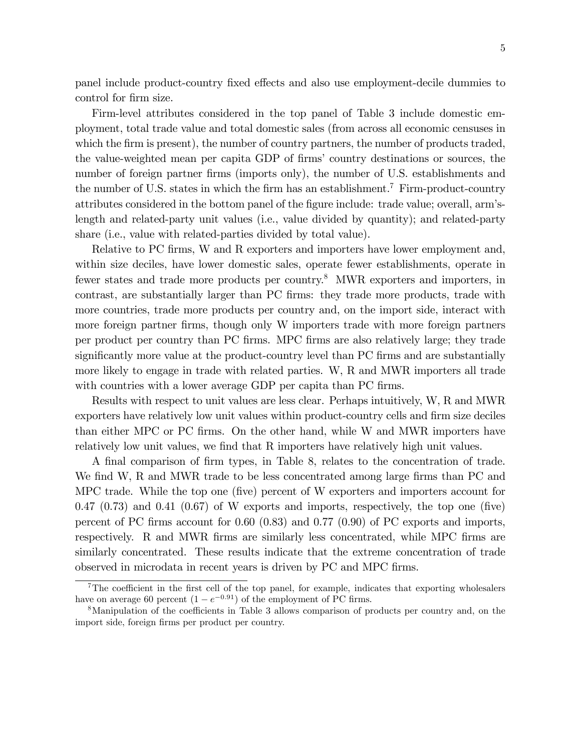panel include product-country fixed effects and also use employment-decile dummies to control for firm size.

Firm-level attributes considered in the top panel of Table 3 include domestic employment, total trade value and total domestic sales (from across all economic censuses in which the firm is present), the number of country partners, the number of products traded, the value-weighted mean per capita GDP of firms' country destinations or sources, the number of foreign partner firms (imports only), the number of U.S. establishments and the number of U.S. states in which the firm has an establishment.[7] Firm-product-country attributes considered in the bottom panel of the figure include: trade value; overall, arm's-length and related-party unit values (i.e., value divided by quantity); and related-party share (i.e., value with related-parties divided by total value).

Relative to PC firms, W and R exporters and importers have lower employment and, within size deciles, have lower domestic sales, operate fewer establishments, operate in fewer states and trade more products per country.[8] MWR exporters and importers, in contrast, are substantially larger than PC firms: they trade more products, trade with more countries, trade more products per country and, on the import side, interact with more foreign partner firms, though only W importers trade with more foreign partners per product per country than PC firms. MPC firms are also relatively large; they trade significantly more value at the product-country level than PC firms and are substantially more likely to engage in trade with related parties. W, R and MWR importers all trade with countries with a lower average GDP per capita than PC firms.

Results with respect to unit values are less clear. Perhaps intuitively, W, R and MWR exporters have relatively low unit values within product-country cells and firm size deciles than either MPC or PC firms. On the other hand, while W and MWR importers have relatively low unit values, we find that R importers have relatively high unit values.

A final comparison of firm types, in Table 8, relates to the concentration of trade. We find W, R and MWR trade to be less concentrated among large firms than PC and MPC trade. While the top one (five) percent of W exporters and importers account for 0.47 (0.73) and 0.41 (0.67) of W exports and imports, respectively, the top one (five) percent of PC firms account for 0.60 (0.83) and 0.77 (0.90) of PC exports and imports, respectively. R and MWR firms are similarly less concentrated, while MPC firms are similarly concentrated. These results indicate that the extreme concentration of trade observed in microdata in recent years is driven by PC and MPC firms.

[7] The coefficient in the first cell of the top panel, for example, indicates that exporting wholesalers have on average 60 percent ($1 - e^{-0.91}$) of the employment of PC firms.

[8] Manipulation of the coefficients in Table 3 allows comparison of products per country and, on the import side, foreign firms per product per country.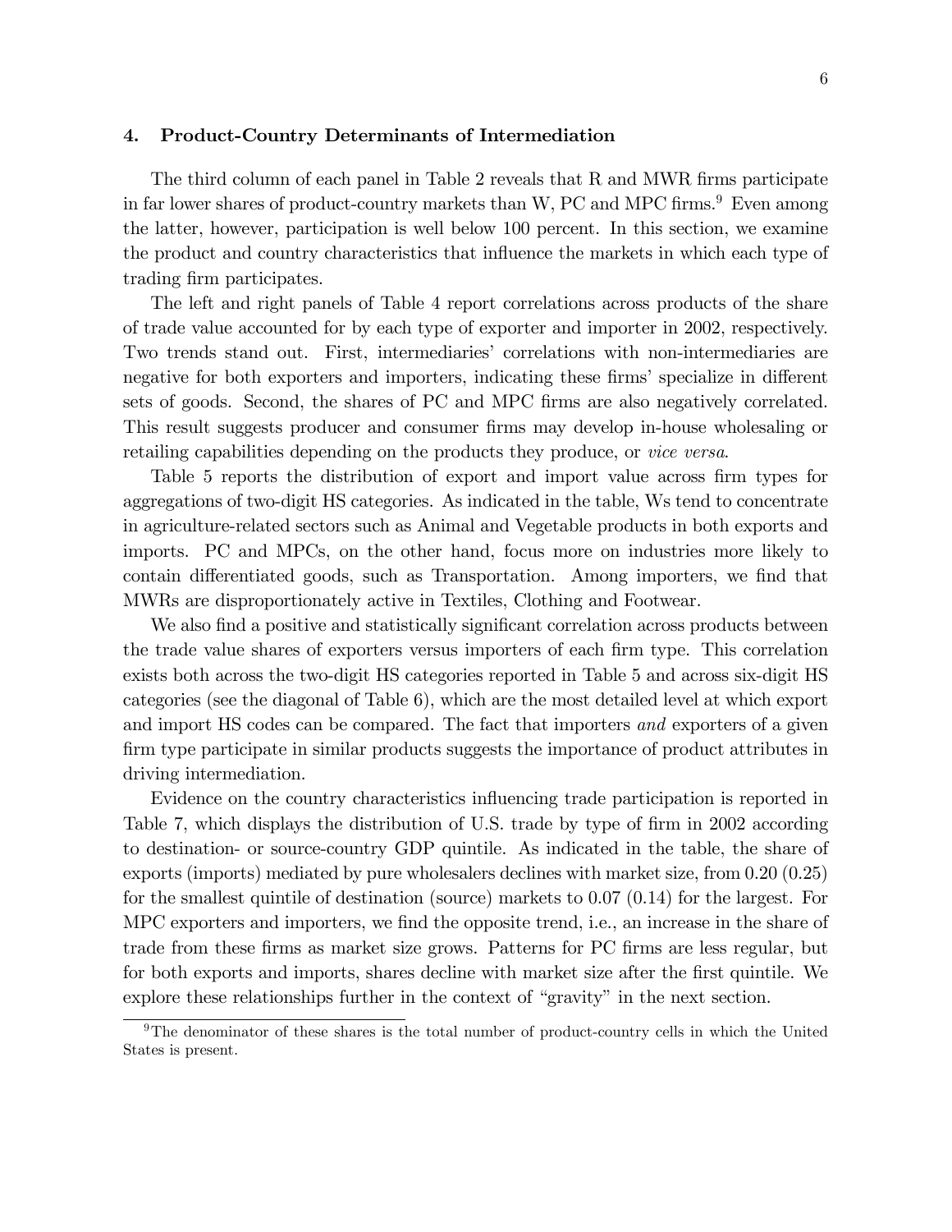## 4. Product-Country Determinants of Intermediation

The third column of each panel in Table 2 reveals that R and MWR firms participate in far lower shares of product-country markets than W, PC and MPC firms.[9] Even among the latter, however, participation is well below 100 percent. In this section, we examine the product and country characteristics that influence the markets in which each type of trading firm participates.

The left and right panels of Table 4 report correlations across products of the share of trade value accounted for by each type of exporter and importer in 2002, respectively. Two trends stand out. First, intermediaries' correlations with non-intermediaries are negative for both exporters and importers, indicating these firms' specialize in different sets of goods. Second, the shares of PC and MPC firms are also negatively correlated. This result suggests producer and consumer firms may develop in-house wholesaling or retailing capabilities depending on the products they produce, or *vice versa*.

Table 5 reports the distribution of export and import value across firm types for aggregations of two-digit HS categories. As indicated in the table, Ws tend to concentrate in agriculture-related sectors such as Animal and Vegetable products in both exports and imports. PC and MPCs, on the other hand, focus more on industries more likely to contain differentiated goods, such as Transportation. Among importers, we find that MWRs are disproportionately active in Textiles, Clothing and Footwear.

We also find a positive and statistically significant correlation across products between the trade value shares of exporters versus importers of each firm type. This correlation exists both across the two-digit HS categories reported in Table 5 and across six-digit HS categories (see the diagonal of Table 6), which are the most detailed level at which export and import HS codes can be compared. The fact that importers *and* exporters of a given firm type participate in similar products suggests the importance of product attributes in driving intermediation.

Evidence on the country characteristics influencing trade participation is reported in Table 7, which displays the distribution of U.S. trade by type of firm in 2002 according to destination- or source-country GDP quintile. As indicated in the table, the share of exports (imports) mediated by pure wholesalers declines with market size, from 0.20 (0.25) for the smallest quintile of destination (source) markets to 0.07 (0.14) for the largest. For MPC exporters and importers, we find the opposite trend, i.e., an increase in the share of trade from these firms as market size grows. Patterns for PC firms are less regular, but for both exports and imports, shares decline with market size after the first quintile. We explore these relationships further in the context of "gravity" in the next section.

[9] The denominator of these shares is the total number of product-country cells in which the United States is present.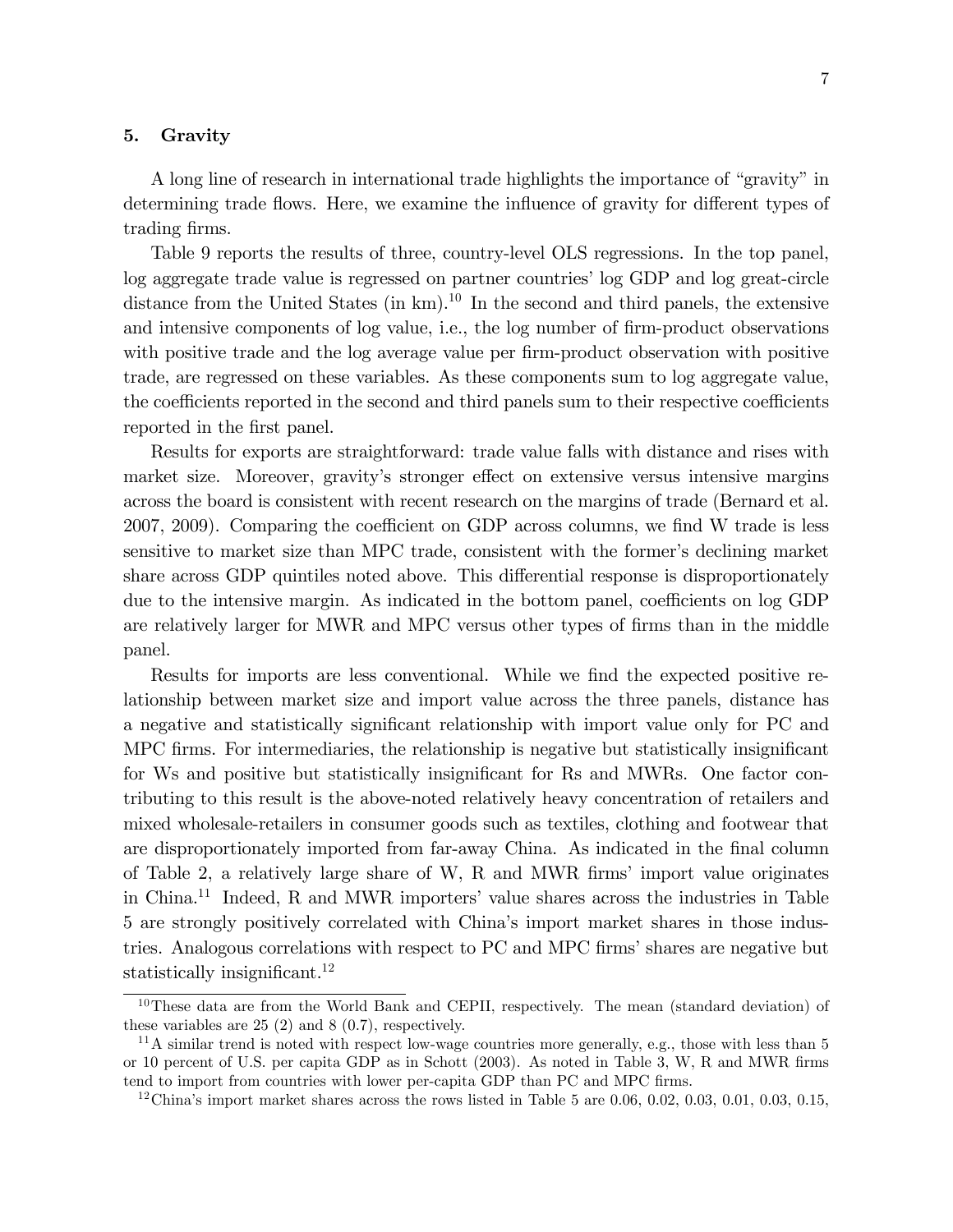## 5. Gravity

A long line of research in international trade highlights the importance of "gravity" in determining trade flows. Here, we examine the influence of gravity for different types of trading firms.

Table 9 reports the results of three, country-level OLS regressions. In the top panel, log aggregate trade value is regressed on partner countries' log GDP and log great-circle distance from the United States (in km).[10] In the second and third panels, the extensive and intensive components of log value, i.e., the log number of firm-product observations with positive trade and the log average value per firm-product observation with positive trade, are regressed on these variables. As these components sum to log aggregate value, the coefficients reported in the second and third panels sum to their respective coefficients reported in the first panel.

Results for exports are straightforward: trade value falls with distance and rises with market size. Moreover, gravity's stronger effect on extensive versus intensive margins across the board is consistent with recent research on the margins of trade (Bernard et al. 2007, 2009). Comparing the coefficient on GDP across columns, we find W trade is less sensitive to market size than MPC trade, consistent with the former's declining market share across GDP quintiles noted above. This differential response is disproportionately due to the intensive margin. As indicated in the bottom panel, coefficients on log GDP are relatively larger for MWR and MPC versus other types of firms than in the middle panel.

Results for imports are less conventional. While we find the expected positive relationship between market size and import value across the three panels, distance has a negative and statistically significant relationship with import value only for PC and MPC firms. For intermediaries, the relationship is negative but statistically insignificant for Ws and positive but statistically insignificant for Rs and MWRs. One factor contributing to this result is the above-noted relatively heavy concentration of retailers and mixed wholesale-retailers in consumer goods such as textiles, clothing and footwear that are disproportionately imported from far-away China. As indicated in the final column of Table 2, a relatively large share of W, R and MWR firms' import value originates in China.[11] Indeed, R and MWR importers' value shares across the industries in Table 5 are strongly positively correlated with China's import market shares in those industries. Analogous correlations with respect to PC and MPC firms' shares are negative but statistically insignificant.[12]

[10] These data are from the World Bank and CEPII, respectively. The mean (standard deviation) of these variables are 25 (2) and 8 (0.7), respectively.

[11] A similar trend is noted with respect low-wage countries more generally, e.g., those with less than 5 or 10 percent of U.S. per capita GDP as in Schott (2003). As noted in Table 3, W, R and MWR firms tend to import from countries with lower per-capita GDP than PC and MPC firms.

[12] China's import market shares across the rows listed in Table 5 are 0.06, 0.02, 0.03, 0.01, 0.03, 0.15,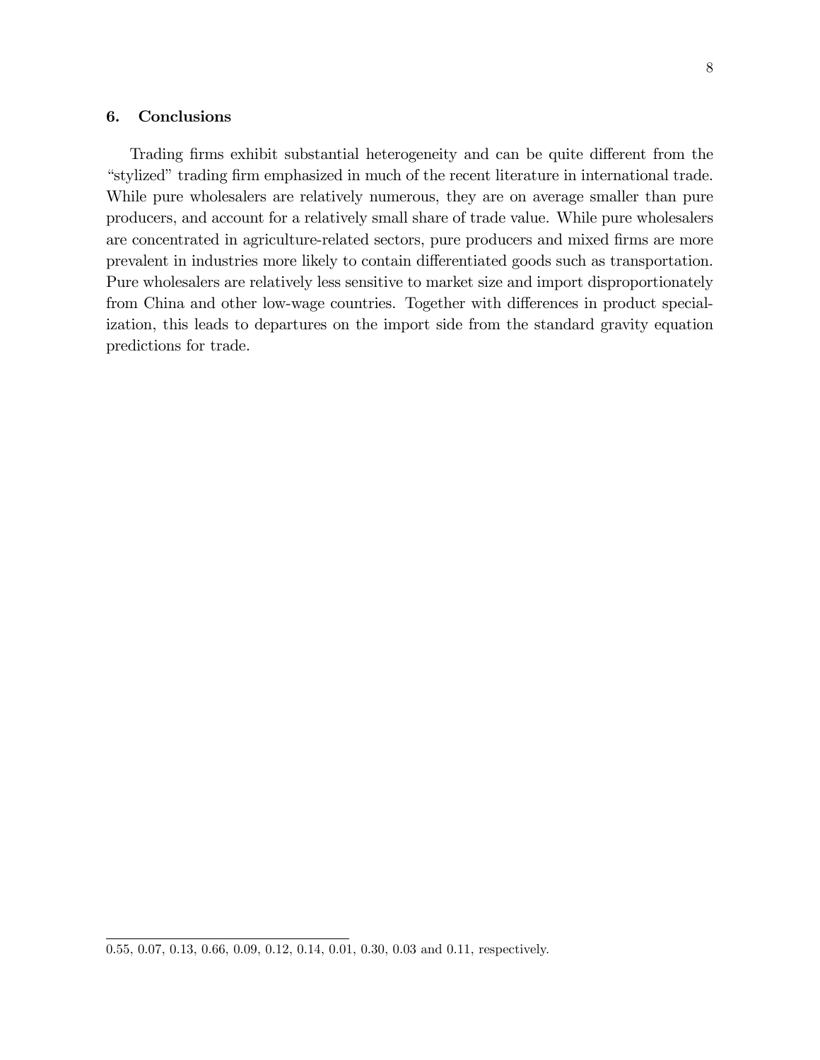## 6. Conclusions

Trading firms exhibit substantial heterogeneity and can be quite different from the "stylized" trading firm emphasized in much of the recent literature in international trade. While pure wholesalers are relatively numerous, they are on average smaller than pure producers, and account for a relatively small share of trade value. While pure wholesalers are concentrated in agriculture-related sectors, pure producers and mixed firms are more prevalent in industries more likely to contain differentiated goods such as transportation. Pure wholesalers are relatively less sensitive to market size and import disproportionately from China and other low-wage countries. Together with differences in product specialization, this leads to departures on the import side from the standard gravity equation predictions for trade.

---

0.55, 0.07, 0.13, 0.66, 0.09, 0.12, 0.14, 0.01, 0.30, 0.03 and 0.11, respectively.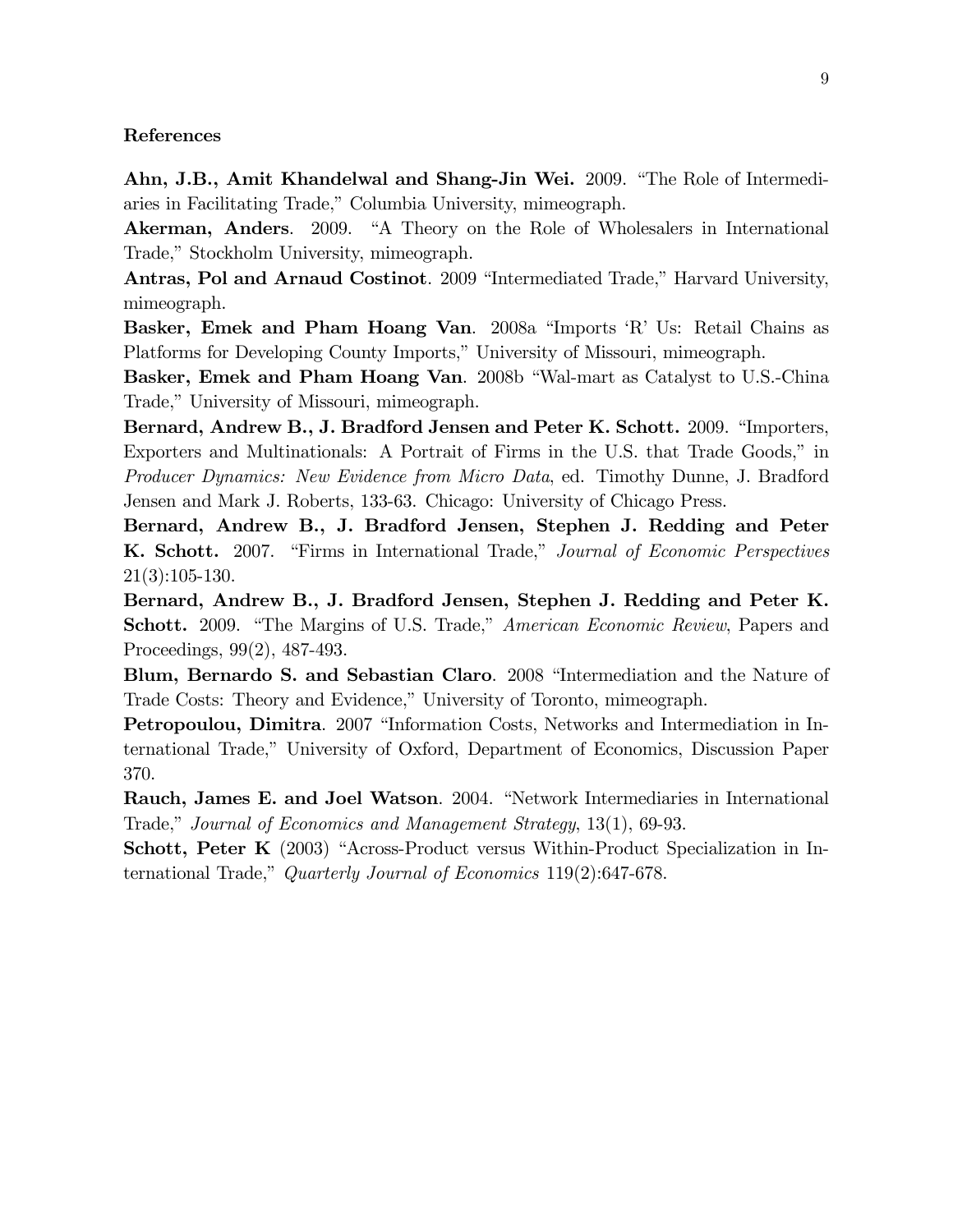**References**

**Ahn, J.B., Amit Khandelwal and Shang-Jin Wei.** 2009. "The Role of Intermediaries in Facilitating Trade," Columbia University, mimeograph.

**Akerman, Anders**. 2009. "A Theory on the Role of Wholesalers in International Trade," Stockholm University, mimeograph.

**Antras, Pol and Arnaud Costinot**. 2009 "Intermediated Trade," Harvard University, mimeograph.

**Basker, Emek and Pham Hoang Van**. 2008a "Imports 'R' Us: Retail Chains as Platforms for Developing County Imports," University of Missouri, mimeograph.

**Basker, Emek and Pham Hoang Van**. 2008b "Wal-mart as Catalyst to U.S.-China Trade," University of Missouri, mimeograph.

**Bernard, Andrew B., J. Bradford Jensen and Peter K. Schott.** 2009. "Importers, Exporters and Multinationals: A Portrait of Firms in the U.S. that Trade Goods," in *Producer Dynamics: New Evidence from Micro Data*, ed. Timothy Dunne, J. Bradford Jensen and Mark J. Roberts, 133-63. Chicago: University of Chicago Press.

**Bernard, Andrew B., J. Bradford Jensen, Stephen J. Redding and Peter K. Schott.** 2007. "Firms in International Trade," *Journal of Economic Perspectives* 21(3):105-130.

**Bernard, Andrew B., J. Bradford Jensen, Stephen J. Redding and Peter K. Schott.** 2009. "The Margins of U.S. Trade," *American Economic Review*, Papers and Proceedings, 99(2), 487-493.

**Blum, Bernardo S. and Sebastian Claro**. 2008 "Intermediation and the Nature of Trade Costs: Theory and Evidence," University of Toronto, mimeograph.

**Petropoulou, Dimitra**. 2007 "Information Costs, Networks and Intermediation in International Trade," University of Oxford, Department of Economics, Discussion Paper 370.

**Rauch, James E. and Joel Watson**. 2004. "Network Intermediaries in International Trade," *Journal of Economics and Management Strategy*, 13(1), 69-93.

**Schott, Peter K** (2003) "Across-Product versus Within-Product Specialization in International Trade," *Quarterly Journal of Economics* 119(2):647-678.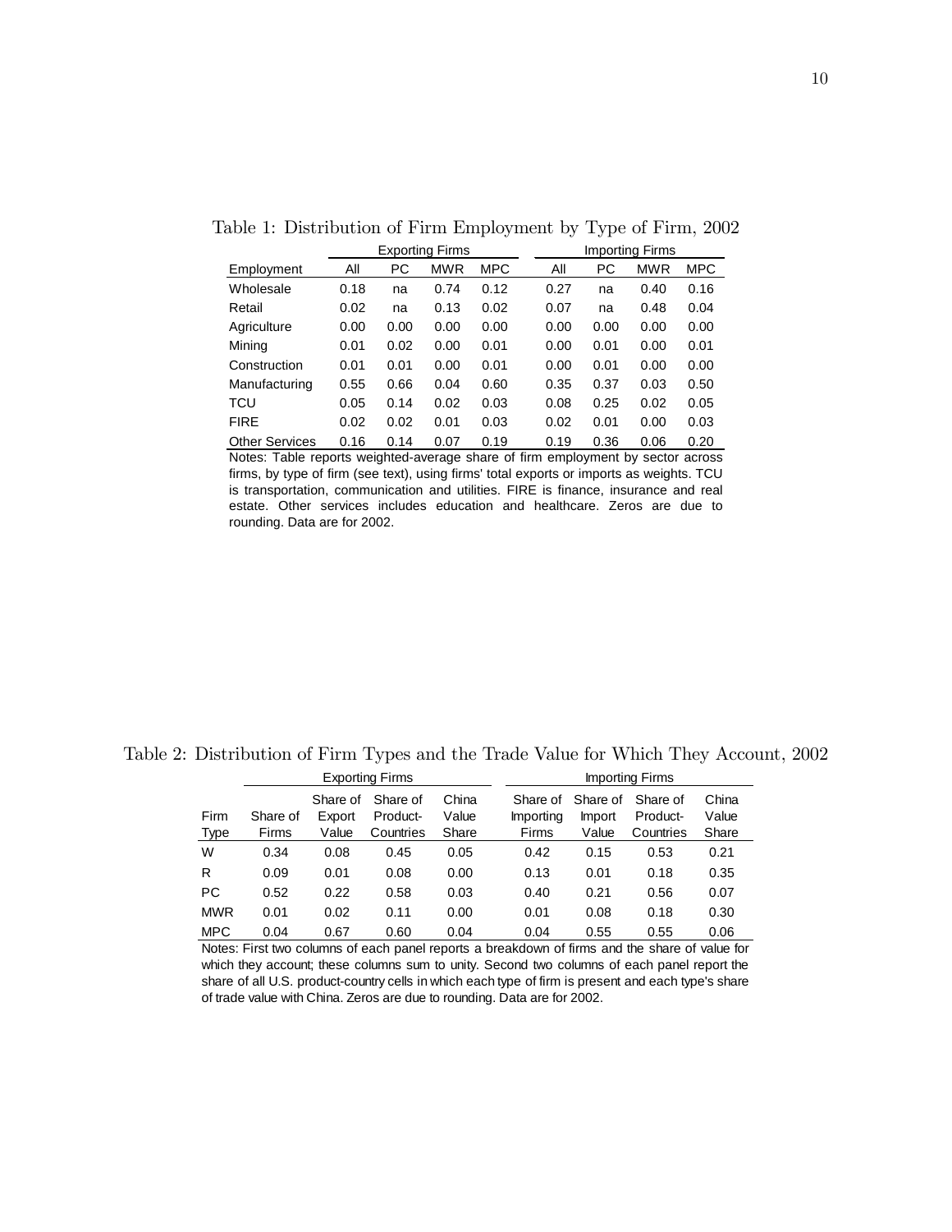Table 1: Distribution of Firm Employment by Type of Firm, 2002

| | Exporting Firms | | | | Importing Firms | | | |
|---|---|---|---|---|---|---|---|---|
| Employment | All | PC | MWR | MPC | All | PC | MWR | MPC |
| Wholesale | 0.18 | na | 0.74 | 0.12 | 0.27 | na | 0.40 | 0.16 |
| Retail | 0.02 | na | 0.13 | 0.02 | 0.07 | na | 0.48 | 0.04 |
| Agriculture | 0.00 | 0.00 | 0.00 | 0.00 | 0.00 | 0.00 | 0.00 | 0.00 |
| Mining | 0.01 | 0.02 | 0.00 | 0.01 | 0.00 | 0.01 | 0.00 | 0.01 |
| Construction | 0.01 | 0.01 | 0.00 | 0.01 | 0.00 | 0.01 | 0.00 | 0.00 |
| Manufacturing | 0.55 | 0.66 | 0.04 | 0.60 | 0.35 | 0.37 | 0.03 | 0.50 |
| TCU | 0.05 | 0.14 | 0.02 | 0.03 | 0.08 | 0.25 | 0.02 | 0.05 |
| FIRE | 0.02 | 0.02 | 0.01 | 0.03 | 0.02 | 0.01 | 0.00 | 0.03 |
| Other Services | 0.16 | 0.14 | 0.07 | 0.19 | 0.19 | 0.36 | 0.06 | 0.20 |

Notes: Table reports weighted-average share of firm employment by sector across firms, by type of firm (see text), using firms' total exports or imports as weights. TCU is transportation, communication and utilities. FIRE is finance, insurance and real estate. Other services includes education and healthcare. Zeros are due to rounding. Data are for 2002.

Table 2: Distribution of Firm Types and the Trade Value for Which They Account, 2002

| | Exporting Firms | | | | Importing Firms | | | |
|---|---|---|---|---|---|---|---|---|
| Firm Type | Share of Firms | Share of Export Value | Share of Product-Countries | China Value Share | Share of Importing Firms | Share of Import Value | Share of Product-Countries | China Value Share |
| W | 0.34 | 0.08 | 0.45 | 0.05 | 0.42 | 0.15 | 0.53 | 0.21 |
| R | 0.09 | 0.01 | 0.08 | 0.00 | 0.13 | 0.01 | 0.18 | 0.35 |
| PC | 0.52 | 0.22 | 0.58 | 0.03 | 0.40 | 0.21 | 0.56 | 0.07 |
| MWR | 0.01 | 0.02 | 0.11 | 0.00 | 0.01 | 0.08 | 0.18 | 0.30 |
| MPC | 0.04 | 0.67 | 0.60 | 0.04 | 0.04 | 0.55 | 0.55 | 0.06 |

Notes: First two columns of each panel reports a breakdown of firms and the share of value for which they account; these columns sum to unity. Second two columns of each panel report the share of all U.S. product-country cells in which each type of firm is present and each type's share of trade value with China. Zeros are due to rounding. Data are for 2002.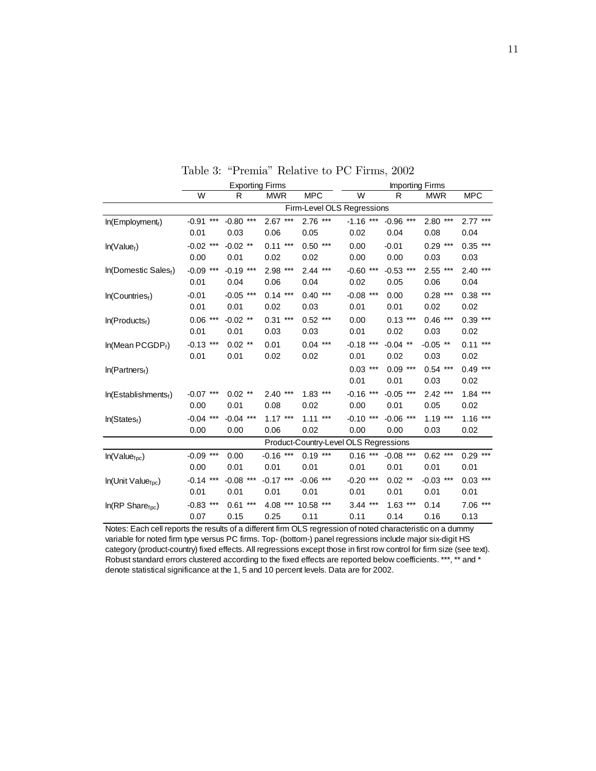Table 3: "Premia" Relative to PC Firms, 2002

| | Exporting Firms | | | | Importing Firms | | | |
|---|---|---|---|---|---|---|---|---|
| | W | R | MWR | MPC | W | R | MWR | MPC |
| | Firm-Level OLS Regressions | | | | | | | |
| $\ln(\text{Employment}_f)$ | -0.91 *** | -0.80 *** | 2.67 *** | 2.76 *** | -1.16 *** | -0.96 *** | 2.80 *** | 2.77 *** |
| | 0.01 | 0.03 | 0.06 | 0.05 | 0.02 | 0.04 | 0.08 | 0.04 |
| $\ln(\text{Value}_f)$ | -0.02 *** | -0.02 ** | 0.11 *** | 0.50 *** | 0.00 | -0.01 | 0.29 *** | 0.35 *** |
| | 0.00 | 0.01 | 0.02 | 0.02 | 0.00 | 0.00 | 0.03 | 0.03 |
| $\ln(\text{Domestic Sales}_f)$ | -0.09 *** | -0.19 *** | 2.98 *** | 2.44 *** | -0.60 *** | -0.53 *** | 2.55 *** | 2.40 *** |
| | 0.01 | 0.04 | 0.06 | 0.04 | 0.02 | 0.05 | 0.06 | 0.04 |
| $\ln(\text{Countries}_f)$ | -0.01 | -0.05 *** | 0.14 *** | 0.40 *** | -0.08 *** | 0.00 | 0.28 *** | 0.38 *** |
| | 0.01 | 0.01 | 0.02 | 0.03 | 0.01 | 0.01 | 0.02 | 0.02 |
| $\ln(\text{Products}_f)$ | 0.06 *** | -0.02 ** | 0.31 *** | 0.52 *** | 0.00 | 0.13 *** | 0.46 *** | 0.39 *** |
| | 0.01 | 0.01 | 0.03 | 0.03 | 0.01 | 0.02 | 0.03 | 0.02 |
| $\ln(\text{Mean PCGDP}_f)$ | -0.13 *** | 0.02 ** | 0.01 | 0.04 *** | -0.18 *** | -0.04 ** | -0.05 ** | 0.11 *** |
| | 0.01 | 0.01 | 0.02 | 0.02 | 0.01 | 0.02 | 0.03 | 0.02 |
| $\ln(\text{Partners}_f)$ | | | | | 0.03 *** | 0.09 *** | 0.54 *** | 0.49 *** |
| | | | | | 0.01 | 0.01 | 0.03 | 0.02 |
| $\ln(\text{Establishments}_f)$ | -0.07 *** | 0.02 ** | 2.40 *** | 1.83 *** | -0.16 *** | -0.05 *** | 2.42 *** | 1.84 *** |
| | 0.00 | 0.01 | 0.08 | 0.02 | 0.00 | 0.01 | 0.05 | 0.02 |
| $\ln(\text{States}_f)$ | -0.04 *** | -0.04 *** | 1.17 *** | 1.11 *** | -0.10 *** | -0.06 *** | 1.19 *** | 1.16 *** |
| | 0.00 | 0.00 | 0.06 | 0.02 | 0.00 | 0.00 | 0.03 | 0.02 |
| | Product-Country-Level OLS Regressions | | | | | | | |
| $\ln(\text{Value}_{fpc})$ | -0.09 *** | 0.00 | -0.16 *** | 0.19 *** | 0.16 *** | -0.08 *** | 0.62 *** | 0.29 *** |
| | 0.00 | 0.01 | 0.01 | 0.01 | 0.01 | 0.01 | 0.01 | 0.01 |
| $\ln(\text{Unit Value}_{fpc})$ | -0.14 *** | -0.08 *** | -0.17 *** | -0.06 *** | -0.20 *** | 0.02 ** | -0.03 *** | 0.03 *** |
| | 0.01 | 0.01 | 0.01 | 0.01 | 0.01 | 0.01 | 0.01 | 0.01 |
| $\ln(\text{RP Share}_{fpc})$ | -0.83 *** | 0.61 *** | 4.08 *** | 10.58 *** | 3.44 *** | 1.63 *** | 0.14 | 7.06 *** |
| | 0.07 | 0.15 | 0.25 | 0.11 | 0.11 | 0.14 | 0.16 | 0.13 |

Notes: Each cell reports the results of a different firm OLS regression of noted characteristic on a dummy variable for noted firm type versus PC firms. Top- (bottom-) panel regressions include major six-digit HS category (product-country) fixed effects. All regressions except those in first row control for firm size (see text). Robust standard errors clustered according to the fixed effects are reported below coefficients. ***, ** and * denote statistical significance at the 1, 5 and 10 percent levels. Data are for 2002.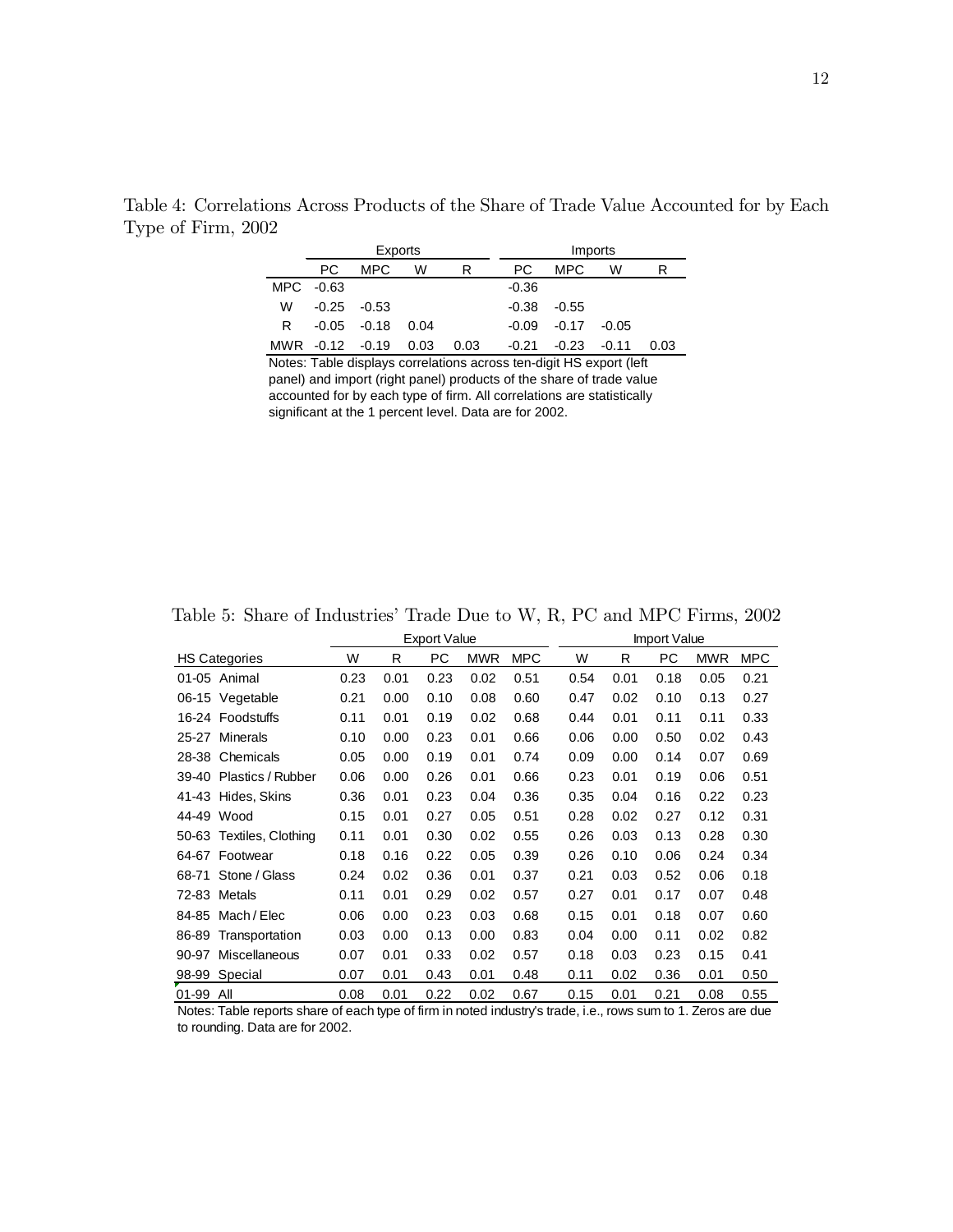Table 4: Correlations Across Products of the Share of Trade Value Accounted for by Each Type of Firm, 2002

| | Exports | | | | Imports | | | |
|---|---|---|---|---|---|---|---|---|
| | PC | MPC | W | R | PC | MPC | W | R |
| MPC | -0.63 | | | | -0.36 | | | |
| W | -0.25 | -0.53 | | | -0.38 | -0.55 | | |
| R | -0.05 | -0.18 | 0.04 | | -0.09 | -0.17 | -0.05 | |
| MWR | -0.12 | -0.19 | 0.03 | 0.03 | -0.21 | -0.23 | -0.11 | 0.03 |

Notes: Table displays correlations across ten-digit HS export (left panel) and import (right panel) products of the share of trade value accounted for by each type of firm. All correlations are statistically significant at the 1 percent level. Data are for 2002.

Table 5: Share of Industries' Trade Due to W, R, PC and MPC Firms, 2002

| | | Export Value | | | | | Import Value | | | | |
|---|---|---|---|---|---|---|---|---|---|---|---|
| HS Categories | | W | R | PC | MWR | MPC | W | R | PC | MWR | MPC |
| 01-05 | Animal | 0.23 | 0.01 | 0.23 | 0.02 | 0.51 | 0.54 | 0.01 | 0.18 | 0.05 | 0.21 |
| 06-15 | Vegetable | 0.21 | 0.00 | 0.10 | 0.08 | 0.60 | 0.47 | 0.02 | 0.10 | 0.13 | 0.27 |
| 16-24 | Foodstuffs | 0.11 | 0.01 | 0.19 | 0.02 | 0.68 | 0.44 | 0.01 | 0.11 | 0.11 | 0.33 |
| 25-27 | Minerals | 0.10 | 0.00 | 0.23 | 0.01 | 0.66 | 0.06 | 0.00 | 0.50 | 0.02 | 0.43 |
| 28-38 | Chemicals | 0.05 | 0.00 | 0.19 | 0.01 | 0.74 | 0.09 | 0.00 | 0.14 | 0.07 | 0.69 |
| 39-40 | Plastics / Rubber | 0.06 | 0.00 | 0.26 | 0.01 | 0.66 | 0.23 | 0.01 | 0.19 | 0.06 | 0.51 |
| 41-43 | Hides, Skins | 0.36 | 0.01 | 0.23 | 0.04 | 0.36 | 0.35 | 0.04 | 0.16 | 0.22 | 0.23 |
| 44-49 | Wood | 0.15 | 0.01 | 0.27 | 0.05 | 0.51 | 0.28 | 0.02 | 0.27 | 0.12 | 0.31 |
| 50-63 | Textiles, Clothing | 0.11 | 0.01 | 0.30 | 0.02 | 0.55 | 0.26 | 0.03 | 0.13 | 0.28 | 0.30 |
| 64-67 | Footwear | 0.18 | 0.16 | 0.22 | 0.05 | 0.39 | 0.26 | 0.10 | 0.06 | 0.24 | 0.34 |
| 68-71 | Stone / Glass | 0.24 | 0.02 | 0.36 | 0.01 | 0.37 | 0.21 | 0.03 | 0.52 | 0.06 | 0.18 |
| 72-83 | Metals | 0.11 | 0.01 | 0.29 | 0.02 | 0.57 | 0.27 | 0.01 | 0.17 | 0.07 | 0.48 |
| 84-85 | Mach / Elec | 0.06 | 0.00 | 0.23 | 0.03 | 0.68 | 0.15 | 0.01 | 0.18 | 0.07 | 0.60 |
| 86-89 | Transportation | 0.03 | 0.00 | 0.13 | 0.00 | 0.83 | 0.04 | 0.00 | 0.11 | 0.02 | 0.82 |
| 90-97 | Miscellaneous | 0.07 | 0.01 | 0.33 | 0.02 | 0.57 | 0.18 | 0.03 | 0.23 | 0.15 | 0.41 |
| 98-99 | Special | 0.07 | 0.01 | 0.43 | 0.01 | 0.48 | 0.11 | 0.02 | 0.36 | 0.01 | 0.50 |
| 01-99 | All | 0.08 | 0.01 | 0.22 | 0.02 | 0.67 | 0.15 | 0.01 | 0.21 | 0.08 | 0.55 |

Notes: Table reports share of each type of firm in noted industry's trade, i.e., rows sum to 1. Zeros are due to rounding. Data are for 2002.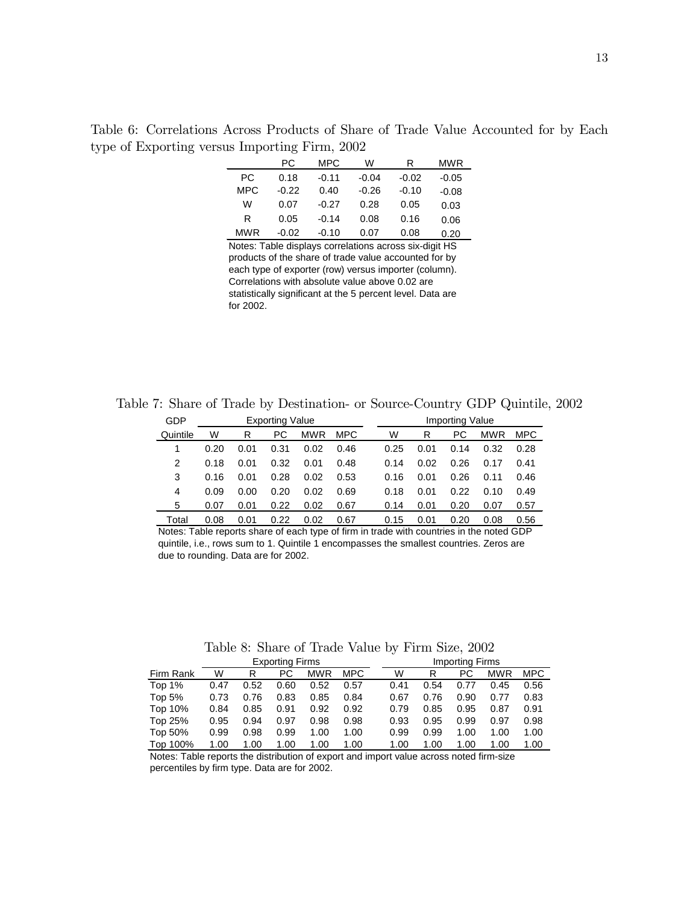Table 6: Correlations Across Products of Share of Trade Value Accounted for by Each type of Exporting versus Importing Firm, 2002

| | PC | MPC | W | R | MWR |
|---|---|---|---|---|---|
| PC | 0.18 | -0.11 | -0.04 | -0.02 | -0.05 |
| MPC | -0.22 | 0.40 | -0.26 | -0.10 | -0.08 |
| W | 0.07 | -0.27 | 0.28 | 0.05 | 0.03 |
| R | 0.05 | -0.14 | 0.08 | 0.16 | 0.06 |
| MWR | -0.02 | -0.10 | 0.07 | 0.08 | 0.20 |

Notes: Table displays correlations across six-digit HS products of the share of trade value accounted for by each type of exporter (row) versus importer (column). Correlations with absolute value above 0.02 are statistically significant at the 5 percent level. Data are for 2002.

Table 7: Share of Trade by Destination- or Source-Country GDP Quintile, 2002

| GDP | Exporting Value | | | | | Importing Value | | | | |
|---|---|---|---|---|---|---|---|---|---|---|
| Quintile | W | R | PC | MWR | MPC | W | R | PC | MWR | MPC |
| 1 | 0.20 | 0.01 | 0.31 | 0.02 | 0.46 | 0.25 | 0.01 | 0.14 | 0.32 | 0.28 |
| 2 | 0.18 | 0.01 | 0.32 | 0.01 | 0.48 | 0.14 | 0.02 | 0.26 | 0.17 | 0.41 |
| 3 | 0.16 | 0.01 | 0.28 | 0.02 | 0.53 | 0.16 | 0.01 | 0.26 | 0.11 | 0.46 |
| 4 | 0.09 | 0.00 | 0.20 | 0.02 | 0.69 | 0.18 | 0.01 | 0.22 | 0.10 | 0.49 |
| 5 | 0.07 | 0.01 | 0.22 | 0.02 | 0.67 | 0.14 | 0.01 | 0.20 | 0.07 | 0.57 |
| Total | 0.08 | 0.01 | 0.22 | 0.02 | 0.67 | 0.15 | 0.01 | 0.20 | 0.08 | 0.56 |

Notes: Table reports share of each type of firm in trade with countries in the noted GDP quintile, i.e., rows sum to 1. Quintile 1 encompasses the smallest countries. Zeros are due to rounding. Data are for 2002.

Table 8: Share of Trade Value by Firm Size, 2002

| | Exporting Firms | | | | | Importing Firms | | | | |
|---|---|---|---|---|---|---|---|---|---|---|
| Firm Rank | W | R | PC | MWR | MPC | W | R | PC | MWR | MPC |
| Top 1% | 0.47 | 0.52 | 0.60 | 0.52 | 0.57 | 0.41 | 0.54 | 0.77 | 0.45 | 0.56 |
| Top 5% | 0.73 | 0.76 | 0.83 | 0.85 | 0.84 | 0.67 | 0.76 | 0.90 | 0.77 | 0.83 |
| Top 10% | 0.84 | 0.85 | 0.91 | 0.92 | 0.92 | 0.79 | 0.85 | 0.95 | 0.87 | 0.91 |
| Top 25% | 0.95 | 0.94 | 0.97 | 0.98 | 0.98 | 0.93 | 0.95 | 0.99 | 0.97 | 0.98 |
| Top 50% | 0.99 | 0.98 | 0.99 | 1.00 | 1.00 | 0.99 | 0.99 | 1.00 | 1.00 | 1.00 |
| Top 100% | 1.00 | 1.00 | 1.00 | 1.00 | 1.00 | 1.00 | 1.00 | 1.00 | 1.00 | 1.00 |

Notes: Table reports the distribution of export and import value across noted firm-size percentiles by firm type. Data are for 2002.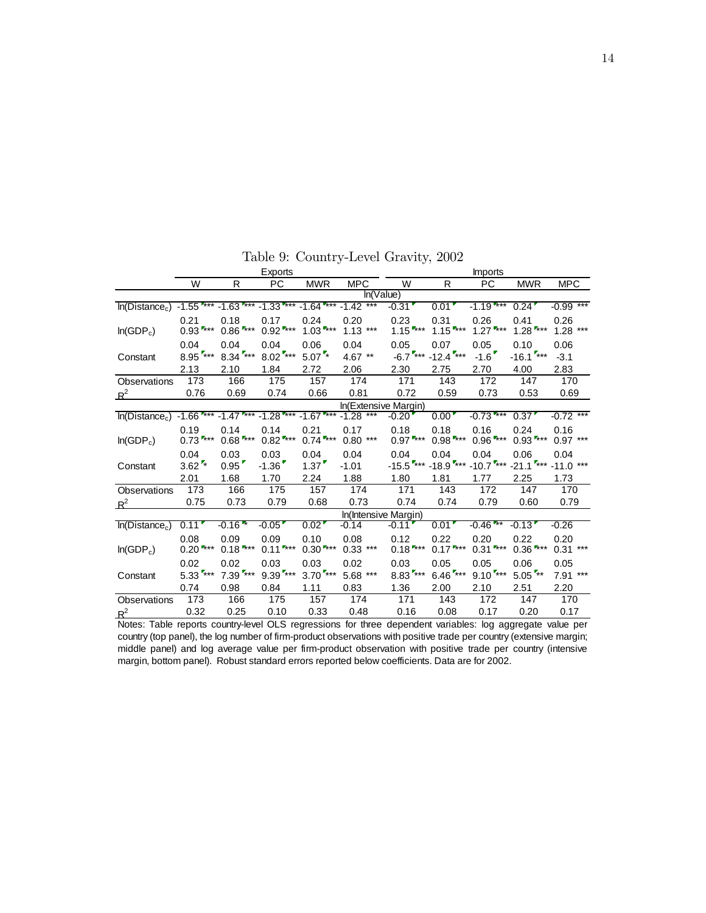Table 9: Country-Level Gravity, 2002

| | Exports | | | | | Imports | | | | |
|---|---|---|---|---|---|---|---|---|---|---|
| | W | R | PC | MWR | MPC | W | R | PC | MWR | MPC |
| | ln(Value) | | | | | | | | | |
| ln(Distance$_c$) | -1.55 *** | -1.63 *** | -1.33 *** | -1.64 *** | -1.42 *** | -0.31 | 0.01 | -1.19 *** | 0.24 | -0.99 *** |
| | 0.21 | 0.18 | 0.17 | 0.24 | 0.20 | 0.23 | 0.31 | 0.26 | 0.41 | 0.26 |
| ln(GDP$_c$) | 0.93 *** | 0.86 *** | 0.92 *** | 1.03 *** | 1.13 *** | 1.15 *** | 1.15 *** | 1.27 *** | 1.28 *** | 1.28 *** |
| | 0.04 | 0.04 | 0.04 | 0.06 | 0.04 | 0.05 | 0.07 | 0.05 | 0.10 | 0.06 |
| Constant | 8.95 *** | 8.34 *** | 8.02 *** | 5.07 * | 4.67 ** | -6.7 *** | -12.4 *** | -1.6 | -16.1 *** | -3.1 |
| | 2.13 | 2.10 | 1.84 | 2.72 | 2.06 | 2.30 | 2.75 | 2.70 | 4.00 | 2.83 |
| Observations | 173 | 166 | 175 | 157 | 174 | 171 | 143 | 172 | 147 | 170 |
| $R^2$ | 0.76 | 0.69 | 0.74 | 0.66 | 0.81 | 0.72 | 0.59 | 0.73 | 0.53 | 0.69 |
| | ln(Extensive Margin) | | | | | | | | | |
| ln(Distance$_c$) | -1.66 *** | -1.47 *** | -1.28 *** | -1.67 *** | -1.28 *** | -0.20 | 0.00 | -0.73 *** | 0.37 | -0.72 *** |
| | 0.19 | 0.14 | 0.14 | 0.21 | 0.17 | 0.18 | 0.18 | 0.16 | 0.24 | 0.16 |
| ln(GDP$_c$) | 0.73 *** | 0.68 *** | 0.82 *** | 0.74 *** | 0.80 *** | 0.97 *** | 0.98 *** | 0.96 *** | 0.93 *** | 0.97 *** |
| | 0.04 | 0.03 | 0.03 | 0.04 | 0.04 | 0.04 | 0.04 | 0.04 | 0.06 | 0.04 |
| Constant | 3.62 * | 0.95 | -1.36 | 1.37 | -1.01 | -15.5 *** | -18.9 *** | -10.7 *** | -21.1 *** | -11.0 *** |
| | 2.01 | 1.68 | 1.70 | 2.24 | 1.88 | 1.80 | 1.81 | 1.77 | 2.25 | 1.73 |
| Observations | 173 | 166 | 175 | 157 | 174 | 171 | 143 | 172 | 147 | 170 |
| $R^2$ | 0.75 | 0.73 | 0.79 | 0.68 | 0.73 | 0.74 | 0.74 | 0.79 | 0.60 | 0.79 |
| | ln(Intensive Margin) | | | | | | | | | |
| ln(Distance$_c$) | 0.11 | -0.16 * | -0.05 | 0.02 | -0.14 | -0.11 | 0.01 | -0.46 ** | -0.13 | -0.26 |
| | 0.08 | 0.09 | 0.09 | 0.10 | 0.08 | 0.12 | 0.22 | 0.20 | 0.22 | 0.20 |
| ln(GDP$_c$) | 0.20 *** | 0.18 *** | 0.11 *** | 0.30 *** | 0.33 *** | 0.18 *** | 0.17 *** | 0.31 *** | 0.36 *** | 0.31 *** |
| | 0.02 | 0.02 | 0.03 | 0.03 | 0.02 | 0.03 | 0.05 | 0.05 | 0.06 | 0.05 |
| Constant | 5.33 *** | 7.39 *** | 9.39 *** | 3.70 *** | 5.68 *** | 8.83 *** | 6.46 *** | 9.10 *** | 5.05 ** | 7.91 *** |
| | 0.74 | 0.98 | 0.84 | 1.11 | 0.83 | 1.36 | 2.00 | 2.10 | 2.51 | 2.20 |
| Observations | 173 | 166 | 175 | 157 | 174 | 171 | 143 | 172 | 147 | 170 |
| $R^2$ | 0.32 | 0.25 | 0.10 | 0.33 | 0.48 | 0.16 | 0.08 | 0.17 | 0.20 | 0.17 |

Notes: Table reports country-level OLS regressions for three dependent variables: log aggregate value per country (top panel), the log number of firm-product observations with positive trade per country (extensive margin; middle panel) and log average value per firm-product observation with positive trade per country (intensive margin, bottom panel). Robust standard errors reported below coefficients. Data are for 2002.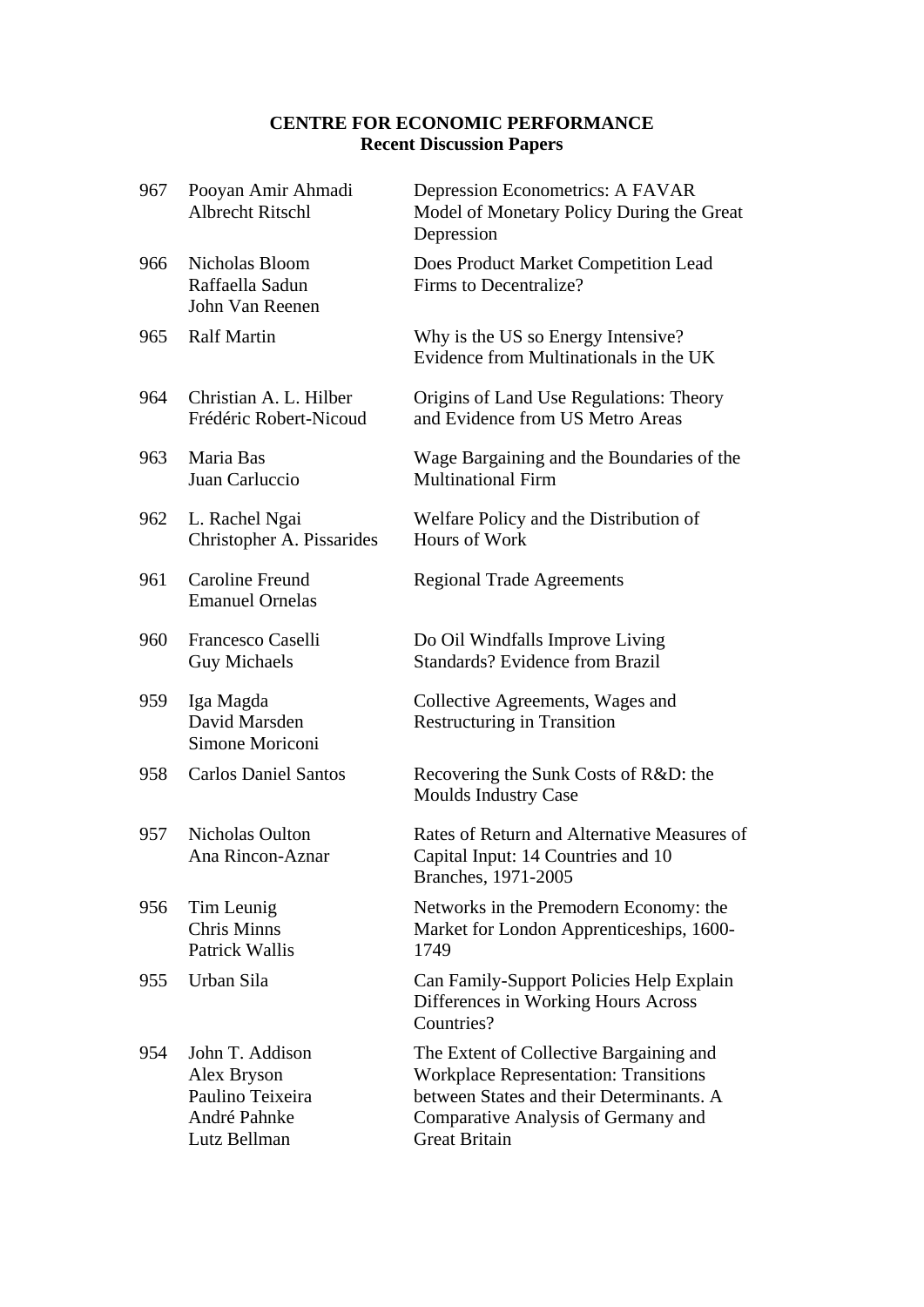**CENTRE FOR ECONOMIC PERFORMANCE**
**Recent Discussion Papers**

| | | |
|---|---|---|
| 967 | Pooyan Amir Ahmadi<br>Albrecht Ritschl | Depression Econometrics: A FAVAR Model of Monetary Policy During the Great Depression |
| 966 | Nicholas Bloom<br>Raffaella Sadun<br>John Van Reenen | Does Product Market Competition Lead Firms to Decentralize? |
| 965 | Ralf Martin | Why is the US so Energy Intensive? Evidence from Multinationals in the UK |
| 964 | Christian A. L. Hilber<br>Frédéric Robert-Nicoud | Origins of Land Use Regulations: Theory and Evidence from US Metro Areas |
| 963 | Maria Bas<br>Juan Carluccio | Wage Bargaining and the Boundaries of the Multinational Firm |
| 962 | L. Rachel Ngai<br>Christopher A. Pissarides | Welfare Policy and the Distribution of Hours of Work |
| 961 | Caroline Freund<br>Emanuel Ornelas | Regional Trade Agreements |
| 960 | Francesco Caselli<br>Guy Michaels | Do Oil Windfalls Improve Living Standards? Evidence from Brazil |
| 959 | Iga Magda<br>David Marsden<br>Simone Moriconi | Collective Agreements, Wages and Restructuring in Transition |
| 958 | Carlos Daniel Santos | Recovering the Sunk Costs of R&D: the Moulds Industry Case |
| 957 | Nicholas Oulton<br>Ana Rincon-Aznar | Rates of Return and Alternative Measures of Capital Input: 14 Countries and 10 Branches, 1971-2005 |
| 956 | Tim Leunig<br>Chris Minns<br>Patrick Wallis | Networks in the Premodern Economy: the Market for London Apprenticeships, 1600-1749 |
| 955 | Urban Sila | Can Family-Support Policies Help Explain Differences in Working Hours Across Countries? |
| 954 | John T. Addison<br>Alex Bryson<br>Paulino Teixeira<br>André Pahnke<br>Lutz Bellman | The Extent of Collective Bargaining and Workplace Representation: Transitions between States and their Determinants. A Comparative Analysis of Germany and Great Britain |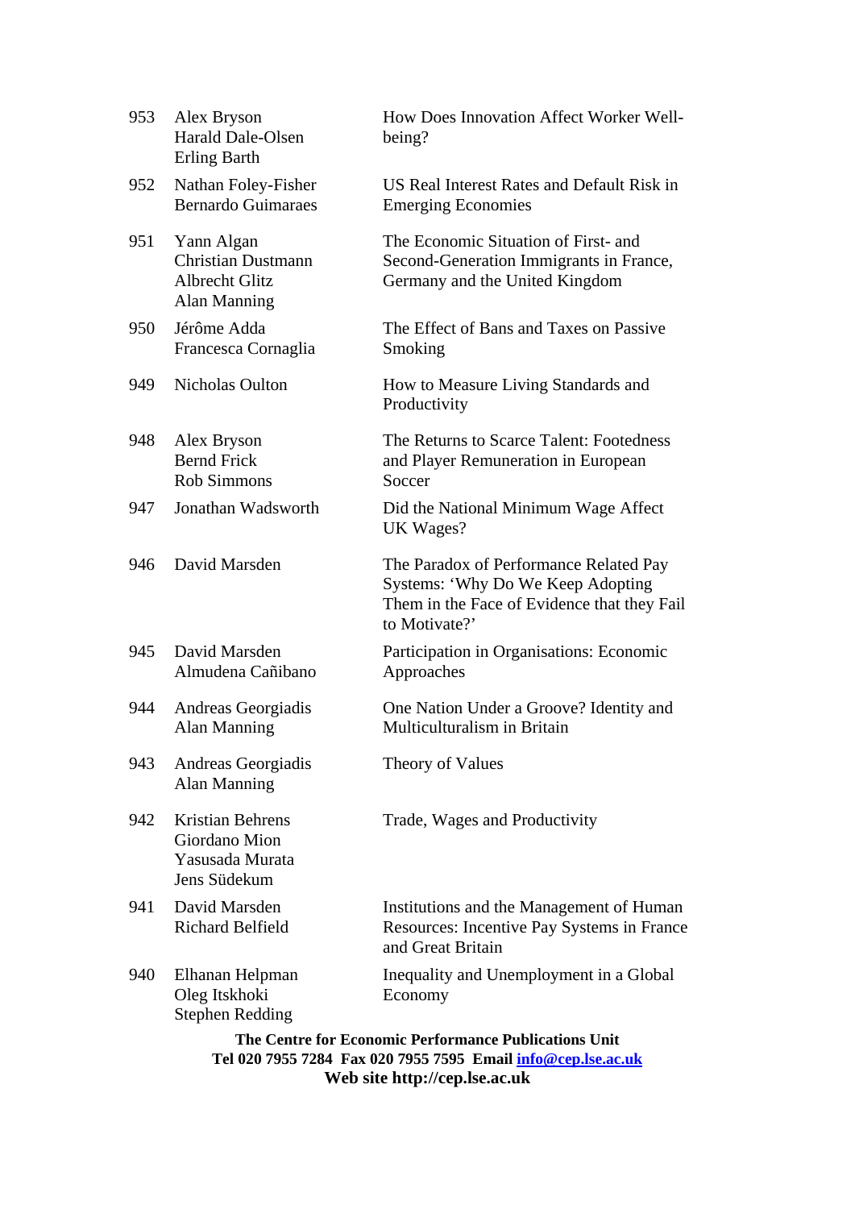| | | |
|---|---|---|
| 953 | Alex Bryson<br>Harald Dale-Olsen<br>Erling Barth | How Does Innovation Affect Worker Well-being? |
| 952 | Nathan Foley-Fisher<br>Bernardo Guimaraes | US Real Interest Rates and Default Risk in Emerging Economies |
| 951 | Yann Algan<br>Christian Dustmann<br>Albrecht Glitz<br>Alan Manning | The Economic Situation of First- and Second-Generation Immigrants in France, Germany and the United Kingdom |
| 950 | Jérôme Adda<br>Francesca Cornaglia | The Effect of Bans and Taxes on Passive Smoking |
| 949 | Nicholas Oulton | How to Measure Living Standards and Productivity |
| 948 | Alex Bryson<br>Bernd Frick<br>Rob Simmons | The Returns to Scarce Talent: Footedness and Player Remuneration in European Soccer |
| 947 | Jonathan Wadsworth | Did the National Minimum Wage Affect UK Wages? |
| 946 | David Marsden | The Paradox of Performance Related Pay Systems: 'Why Do We Keep Adopting Them in the Face of Evidence that they Fail to Motivate?' |
| 945 | David Marsden<br>Almudena Cañibano | Participation in Organisations: Economic Approaches |
| 944 | Andreas Georgiadis<br>Alan Manning | One Nation Under a Groove? Identity and Multiculturalism in Britain |
| 943 | Andreas Georgiadis<br>Alan Manning | Theory of Values |
| 942 | Kristian Behrens<br>Giordano Mion<br>Yasusada Murata<br>Jens Südekum | Trade, Wages and Productivity |
| 941 | David Marsden<br>Richard Belfield | Institutions and the Management of Human Resources: Incentive Pay Systems in France and Great Britain |
| 940 | Elhanan Helpman<br>Oleg Itskhoki<br>Stephen Redding | Inequality and Unemployment in a Global Economy |

**The Centre for Economic Performance Publications Unit**
**Tel 020 7955 7284 Fax 020 7955 7595 Email info@cep.lse.ac.uk**
**Web site http://cep.lse.ac.uk**